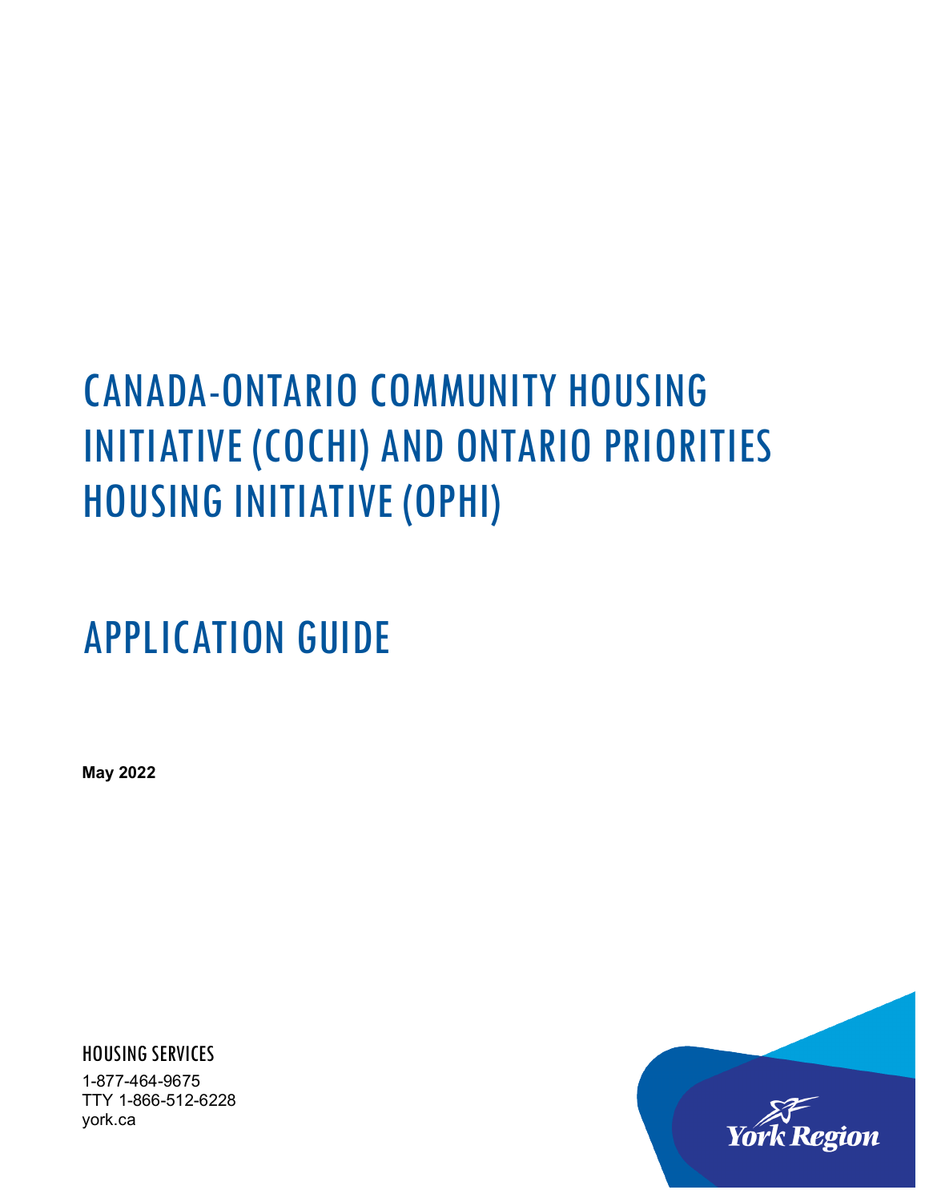# CANADA-ONTARIO COMMUNITY HOUSING INITIATIVE (COCHI) AND ONTARIO PRIORITIES HOUSING INITIATIVE (OPHI)

# APPLICATION GUIDE

**May 2022**

HOUSING SERVICES

1-877-464-9675
TTY 1-866-512-6228
york.ca

York Region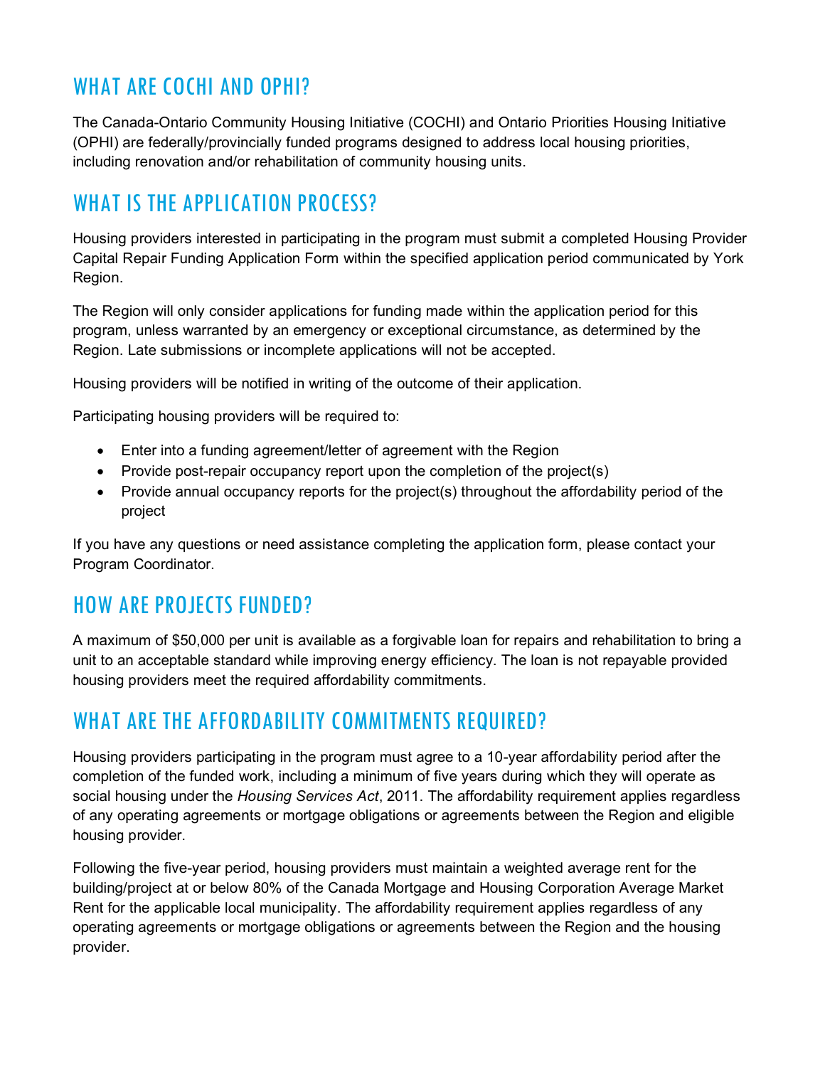## WHAT ARE COCHI AND OPHI?

The Canada-Ontario Community Housing Initiative (COCHI) and Ontario Priorities Housing Initiative (OPHI) are federally/provincially funded programs designed to address local housing priorities, including renovation and/or rehabilitation of community housing units.

## WHAT IS THE APPLICATION PROCESS?

Housing providers interested in participating in the program must submit a completed Housing Provider Capital Repair Funding Application Form within the specified application period communicated by York Region.

The Region will only consider applications for funding made within the application period for this program, unless warranted by an emergency or exceptional circumstance, as determined by the Region. Late submissions or incomplete applications will not be accepted.

Housing providers will be notified in writing of the outcome of their application.

Participating housing providers will be required to:

- Enter into a funding agreement/letter of agreement with the Region
- Provide post-repair occupancy report upon the completion of the project(s)
- Provide annual occupancy reports for the project(s) throughout the affordability period of the project

If you have any questions or need assistance completing the application form, please contact your Program Coordinator.

## HOW ARE PROJECTS FUNDED?

A maximum of $50,000 per unit is available as a forgivable loan for repairs and rehabilitation to bring a unit to an acceptable standard while improving energy efficiency. The loan is not repayable provided housing providers meet the required affordability commitments.

## WHAT ARE THE AFFORDABILITY COMMITMENTS REQUIRED?

Housing providers participating in the program must agree to a 10-year affordability period after the completion of the funded work, including a minimum of five years during which they will operate as social housing under the *Housing Services Act*, 2011. The affordability requirement applies regardless of any operating agreements or mortgage obligations or agreements between the Region and eligible housing provider.

Following the five-year period, housing providers must maintain a weighted average rent for the building/project at or below 80% of the Canada Mortgage and Housing Corporation Average Market Rent for the applicable local municipality. The affordability requirement applies regardless of any operating agreements or mortgage obligations or agreements between the Region and the housing provider.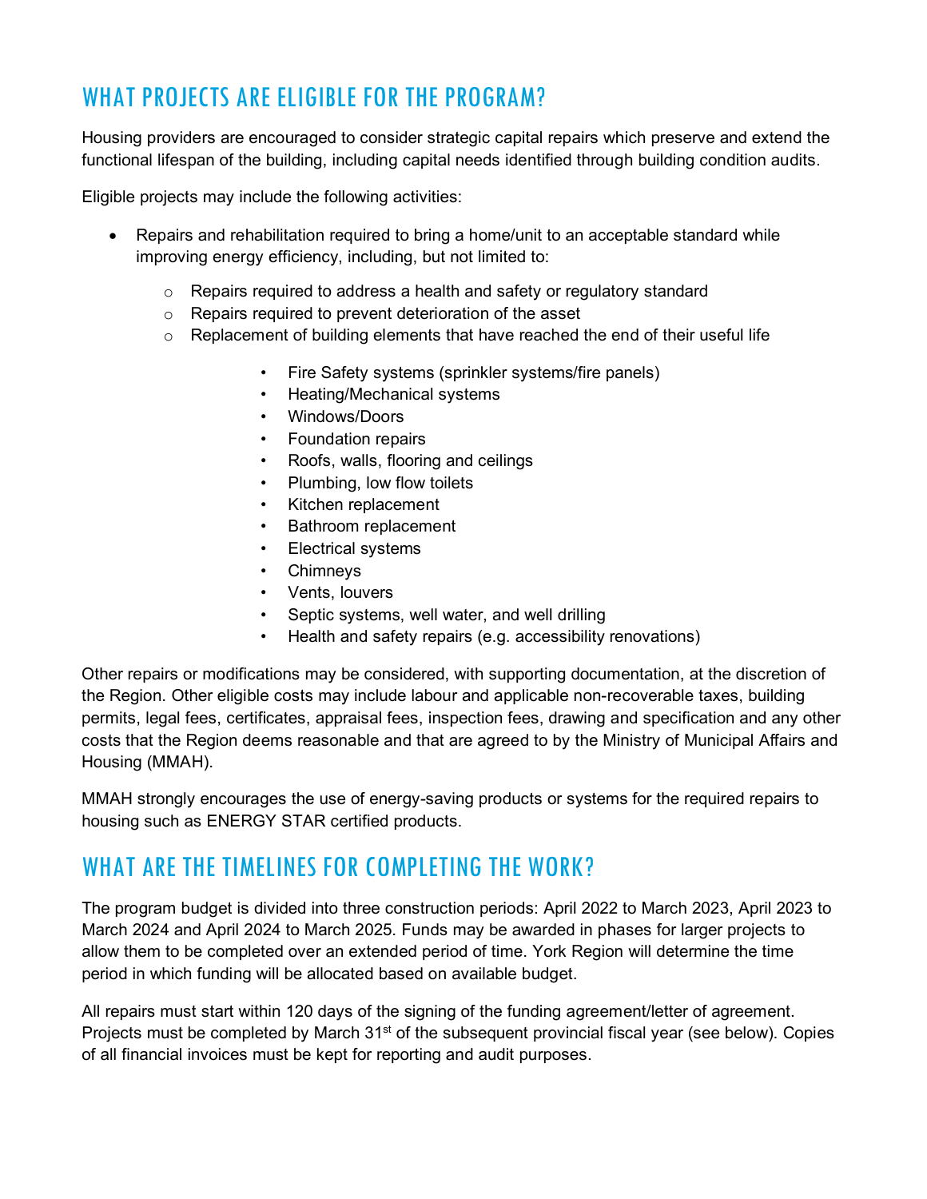## WHAT PROJECTS ARE ELIGIBLE FOR THE PROGRAM?

Housing providers are encouraged to consider strategic capital repairs which preserve and extend the functional lifespan of the building, including capital needs identified through building condition audits.

Eligible projects may include the following activities:

- Repairs and rehabilitation required to bring a home/unit to an acceptable standard while improving energy efficiency, including, but not limited to:
  - Repairs required to address a health and safety or regulatory standard
  - Repairs required to prevent deterioration of the asset
  - Replacement of building elements that have reached the end of their useful life
    - Fire Safety systems (sprinkler systems/fire panels)
    - Heating/Mechanical systems
    - Windows/Doors
    - Foundation repairs
    - Roofs, walls, flooring and ceilings
    - Plumbing, low flow toilets
    - Kitchen replacement
    - Bathroom replacement
    - Electrical systems
    - Chimneys
    - Vents, louvers
    - Septic systems, well water, and well drilling
    - Health and safety repairs (e.g. accessibility renovations)

Other repairs or modifications may be considered, with supporting documentation, at the discretion of the Region. Other eligible costs may include labour and applicable non-recoverable taxes, building permits, legal fees, certificates, appraisal fees, inspection fees, drawing and specification and any other costs that the Region deems reasonable and that are agreed to by the Ministry of Municipal Affairs and Housing (MMAH).

MMAH strongly encourages the use of energy-saving products or systems for the required repairs to housing such as ENERGY STAR certified products.

## WHAT ARE THE TIMELINES FOR COMPLETING THE WORK?

The program budget is divided into three construction periods: April 2022 to March 2023, April 2023 to March 2024 and April 2024 to March 2025. Funds may be awarded in phases for larger projects to allow them to be completed over an extended period of time. York Region will determine the time period in which funding will be allocated based on available budget.

All repairs must start within 120 days of the signing of the funding agreement/letter of agreement. Projects must be completed by March 31st of the subsequent provincial fiscal year (see below). Copies of all financial invoices must be kept for reporting and audit purposes.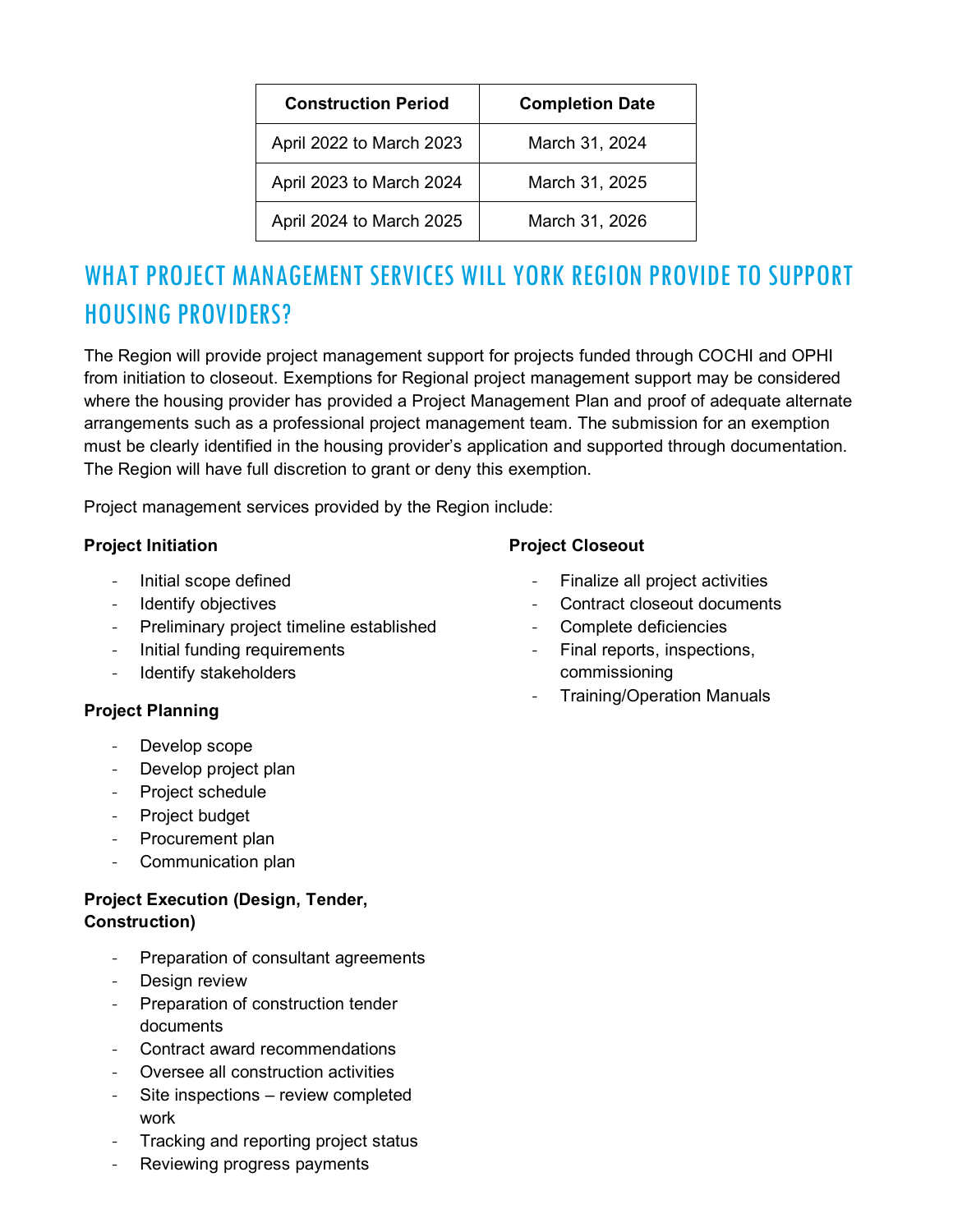| Construction Period | Completion Date |
|---|---|
| April 2022 to March 2023 | March 31, 2024 |
| April 2023 to March 2024 | March 31, 2025 |
| April 2024 to March 2025 | March 31, 2026 |

## WHAT PROJECT MANAGEMENT SERVICES WILL YORK REGION PROVIDE TO SUPPORT HOUSING PROVIDERS?

The Region will provide project management support for projects funded through COCHI and OPHI from initiation to closeout. Exemptions for Regional project management support may be considered where the housing provider has provided a Project Management Plan and proof of adequate alternate arrangements such as a professional project management team. The submission for an exemption must be clearly identified in the housing provider's application and supported through documentation. The Region will have full discretion to grant or deny this exemption.

Project management services provided by the Region include:

**Project Initiation**

- Initial scope defined
- Identify objectives
- Preliminary project timeline established
- Initial funding requirements
- Identify stakeholders

**Project Planning**

- Develop scope
- Develop project plan
- Project schedule
- Project budget
- Procurement plan
- Communication plan

**Project Execution (Design, Tender, Construction)**

- Preparation of consultant agreements
- Design review
- Preparation of construction tender documents
- Contract award recommendations
- Oversee all construction activities
- Site inspections – review completed work
- Tracking and reporting project status
- Reviewing progress payments

**Project Closeout**

- Finalize all project activities
- Contract closeout documents
- Complete deficiencies
- Final reports, inspections, commissioning
- Training/Operation Manuals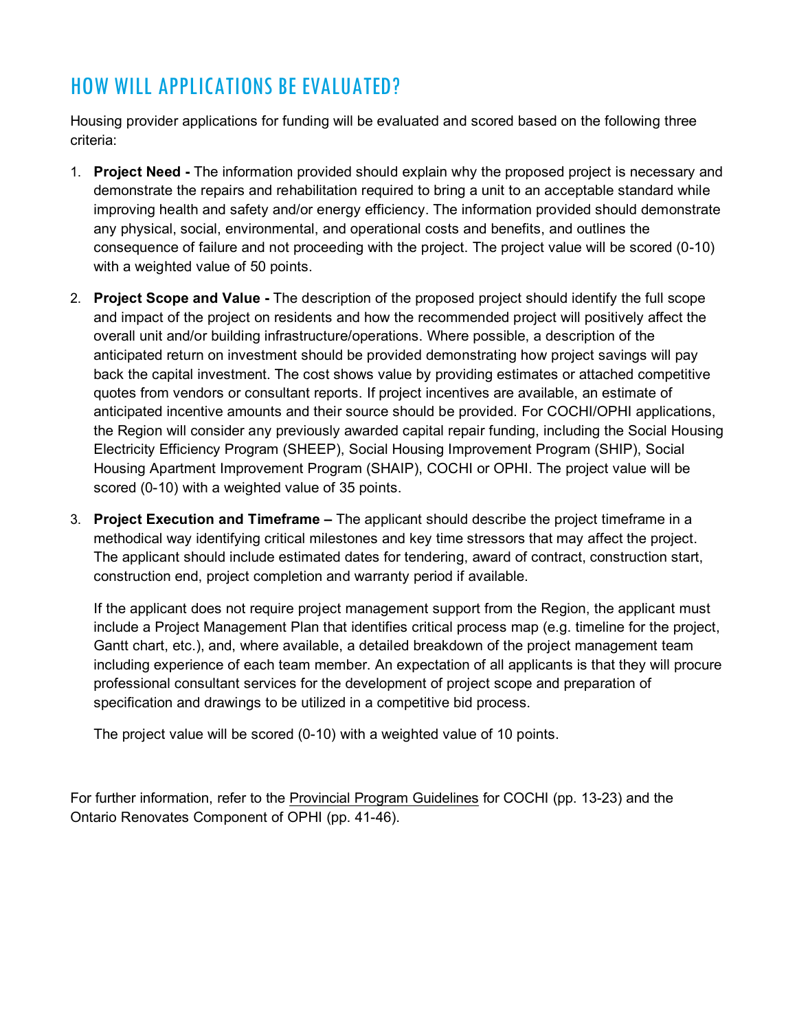## HOW WILL APPLICATIONS BE EVALUATED?

Housing provider applications for funding will be evaluated and scored based on the following three criteria:

1. **Project Need -** The information provided should explain why the proposed project is necessary and demonstrate the repairs and rehabilitation required to bring a unit to an acceptable standard while improving health and safety and/or energy efficiency. The information provided should demonstrate any physical, social, environmental, and operational costs and benefits, and outlines the consequence of failure and not proceeding with the project. The project value will be scored (0-10) with a weighted value of 50 points.

2. **Project Scope and Value -** The description of the proposed project should identify the full scope and impact of the project on residents and how the recommended project will positively affect the overall unit and/or building infrastructure/operations. Where possible, a description of the anticipated return on investment should be provided demonstrating how project savings will pay back the capital investment. The cost shows value by providing estimates or attached competitive quotes from vendors or consultant reports. If project incentives are available, an estimate of anticipated incentive amounts and their source should be provided. For COCHI/OPHI applications, the Region will consider any previously awarded capital repair funding, including the Social Housing Electricity Efficiency Program (SHEEP), Social Housing Improvement Program (SHIP), Social Housing Apartment Improvement Program (SHAIP), COCHI or OPHI. The project value will be scored (0-10) with a weighted value of 35 points.

3. **Project Execution and Timeframe –** The applicant should describe the project timeframe in a methodical way identifying critical milestones and key time stressors that may affect the project. The applicant should include estimated dates for tendering, award of contract, construction start, construction end, project completion and warranty period if available.

   If the applicant does not require project management support from the Region, the applicant must include a Project Management Plan that identifies critical process map (e.g. timeline for the project, Gantt chart, etc.), and, where available, a detailed breakdown of the project management team including experience of each team member. An expectation of all applicants is that they will procure professional consultant services for the development of project scope and preparation of specification and drawings to be utilized in a competitive bid process.

   The project value will be scored (0-10) with a weighted value of 10 points.

For further information, refer to the Provincial Program Guidelines for COCHI (pp. 13-23) and the Ontario Renovates Component of OPHI (pp. 41-46).